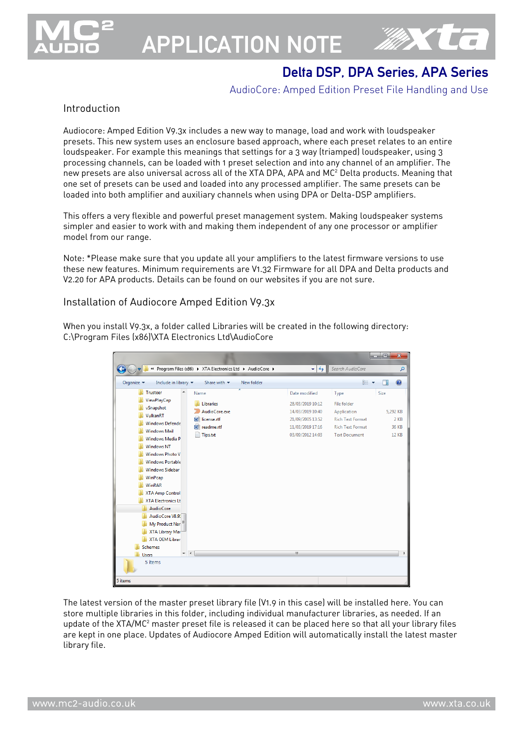# APPLICATION NOTE

## Delta DSP, DPA Series, APA Series

### AudioCore: Amped Edition Preset File Handling and Use

## Introduction

Audiocore: Amped Edition V9.3x includes a new way to manage, load and work with loudspeaker presets. This new system uses an enclosure based approach, where each preset relates to an entire loudspeaker. For example this meanings that settings for a 3 way (triamped) loudspeaker, using 3 processing channels, can be loaded with 1 preset selection and into any channel of an amplifier. The new presets are also universal across all of the XTA DPA, APA and MC² Delta products. Meaning that one set of presets can be used and loaded into any processed amplifier. The same presets can be loaded into both amplifier and auxiliary channels when using DPA or Delta-DSP amplifiers.

This offers a very flexible and powerful preset management system. Making loudspeaker systems simpler and easier to work with and making them independent of any one processor or amplifier model from our range.

Note: *Please make sure that you update all your amplifiers to the latest firmware versions to use these new features. Minimum requirements are V1.32 Firmware for all DPA and Delta products and V2.20 for APA products. Details can be found on our websites if you are not sure.

## Installation of Audiocore Amped Edition V9.3x

When you install V9.3x, a folder called Libraries will be created in the following directory:
C:\Program Files (x86)\XTA Electronics Ltd\AudioCore

The latest version of the master preset library file (V1.9 in this case) will be installed here. You can store multiple libraries in this folder, including individual manufacturer libraries, as needed. If an update of the XTA/MC² master preset file is released it can be placed here so that all your library files are kept in one place. Updates of Audiocore Amped Edition will automatically install the latest master library file.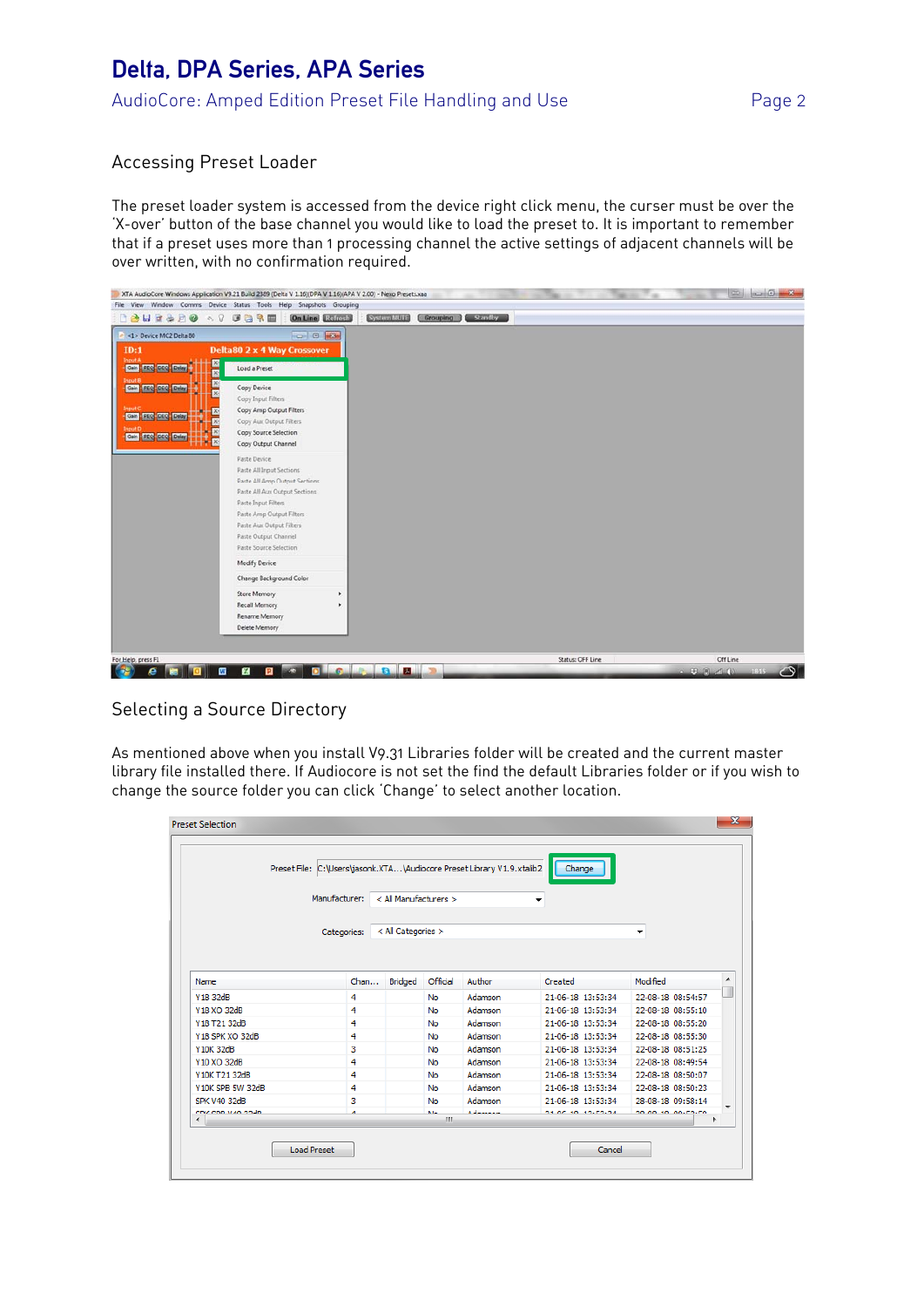## Accessing Preset Loader

The preset loader system is accessed from the device right click menu, the curser must be over the 'X-over' button of the base channel you would like to load the preset to. It is important to remember that if a preset uses more than 1 processing channel the active settings of adjacent channels will be over written, with no confirmation required.

## Selecting a Source Directory

As mentioned above when you install V9.31 Libraries folder will be created and the current master library file installed there. If Audiocore is not set the find the default Libraries folder or if you wish to change the source folder you can click 'Change' to select another location.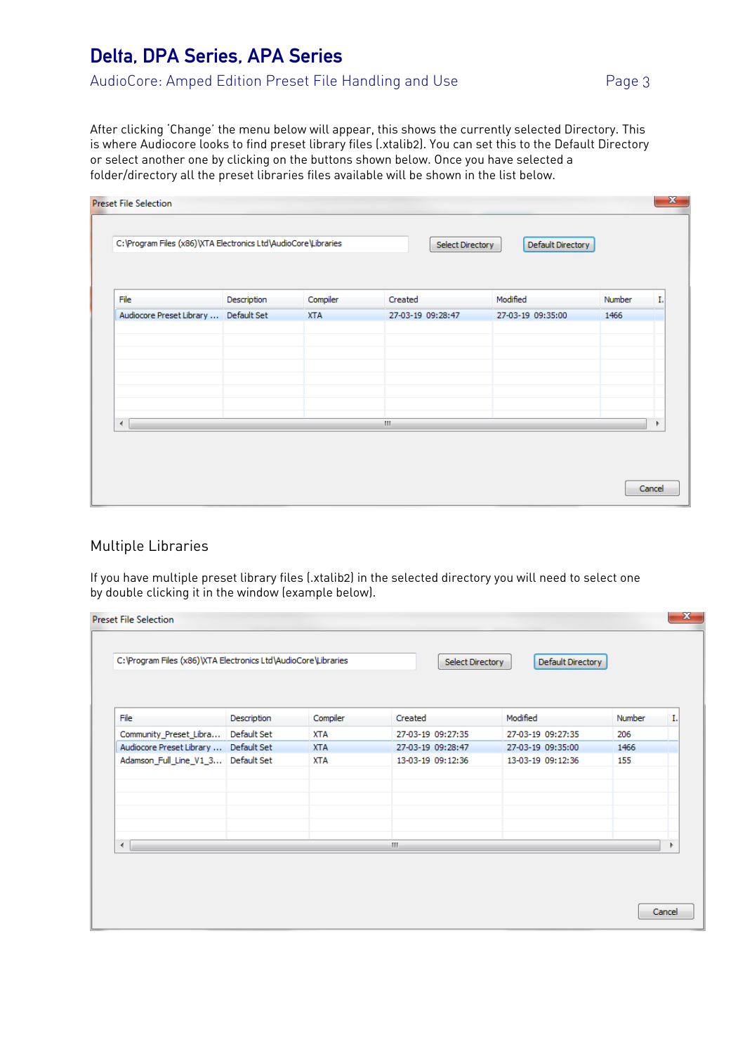After clicking 'Change' the menu below will appear, this shows the currently selected Directory. This is where Audiocore looks to find preset library files (.xtalib2). You can set this to the Default Directory or select another one by clicking on the buttons shown below. Once you have selected a folder/directory all the preset libraries files available will be shown in the list below.

Preset File Selection

C:\Program Files (x86)\XTA Electronics Ltd\AudioCore\Libraries

Select Directory | Default Directory

| File | Description | Compiler | Created | Modified | Number | I. |
|---|---|---|---|---|---|---|
| Audiocore Preset Library ... | Default Set | XTA | 27-03-19 09:28:47 | 27-03-19 09:35:00 | 1466 | |

Cancel

## Multiple Libraries

If you have multiple preset library files (.xtalib2) in the selected directory you will need to select one by double clicking it in the window (example below).

Preset File Selection

C:\Program Files (x86)\XTA Electronics Ltd\AudioCore\Libraries

Select Directory | Default Directory

| File | Description | Compiler | Created | Modified | Number | I. |
|---|---|---|---|---|---|---|
| Community_Preset_Libra... | Default Set | XTA | 27-03-19 09:27:35 | 27-03-19 09:27:35 | 206 | |
| Audiocore Preset Library ... | Default Set | XTA | 27-03-19 09:28:47 | 27-03-19 09:35:00 | 1466 | |
| Adamson_Full_Line_V1_3... | Default Set | XTA | 13-03-19 09:12:36 | 13-03-19 09:12:36 | 155 | |

Cancel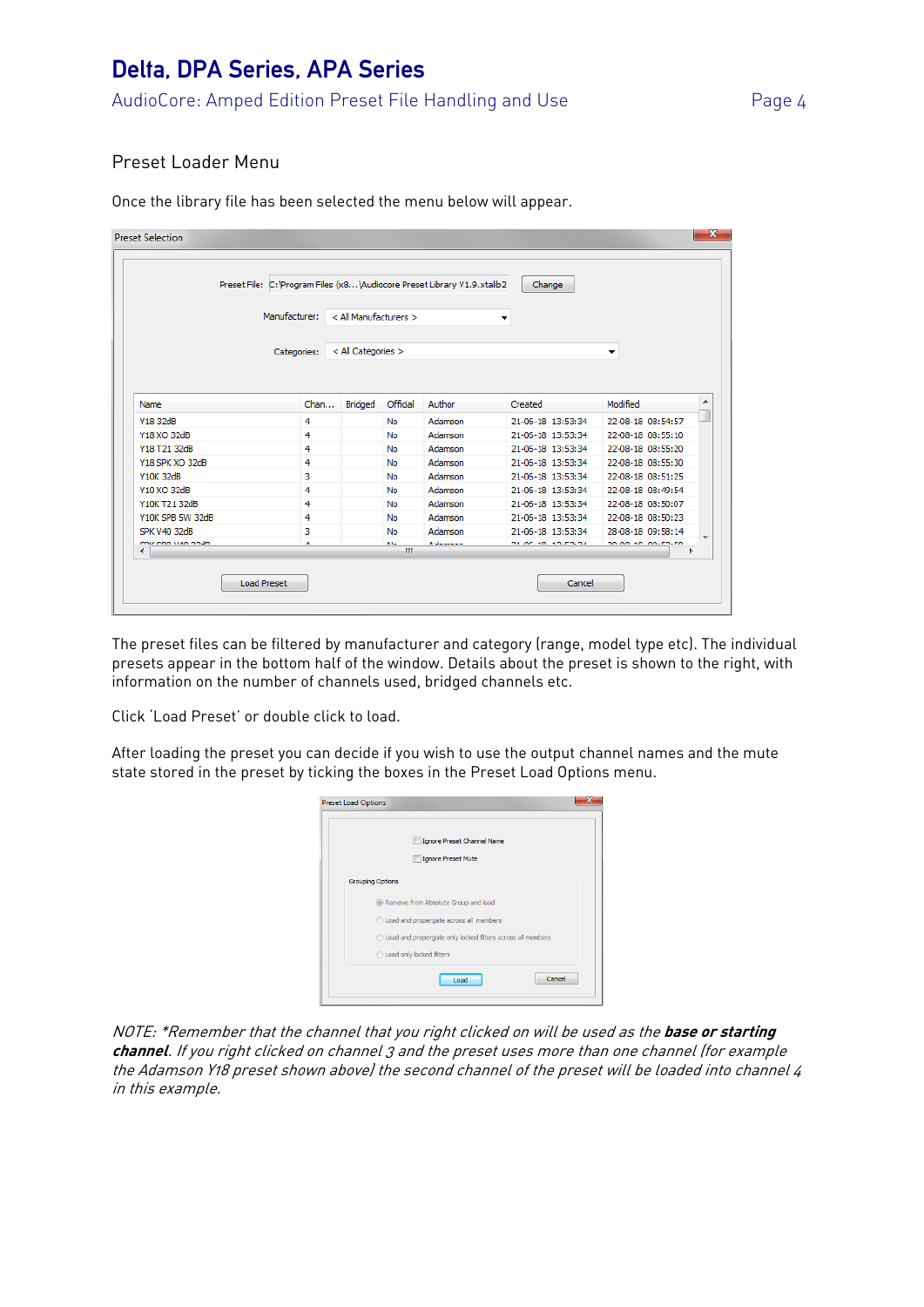## Preset Loader Menu

Once the library file has been selected the menu below will appear.

The preset files can be filtered by manufacturer and category (range, model type etc). The individual presets appear in the bottom half of the window. Details about the preset is shown to the right, with information on the number of channels used, bridged channels etc.

Click 'Load Preset' or double click to load.

After loading the preset you can decide if you wish to use the output channel names and the mute state stored in the preset by ticking the boxes in the Preset Load Options menu.

*NOTE: *Remember that the channel that you right clicked on will be used as the **base or starting channel**. If you right clicked on channel 3 and the preset uses more than one channel (for example the Adamson Y18 preset shown above) the second channel of the preset will be loaded into channel 4 in this example.*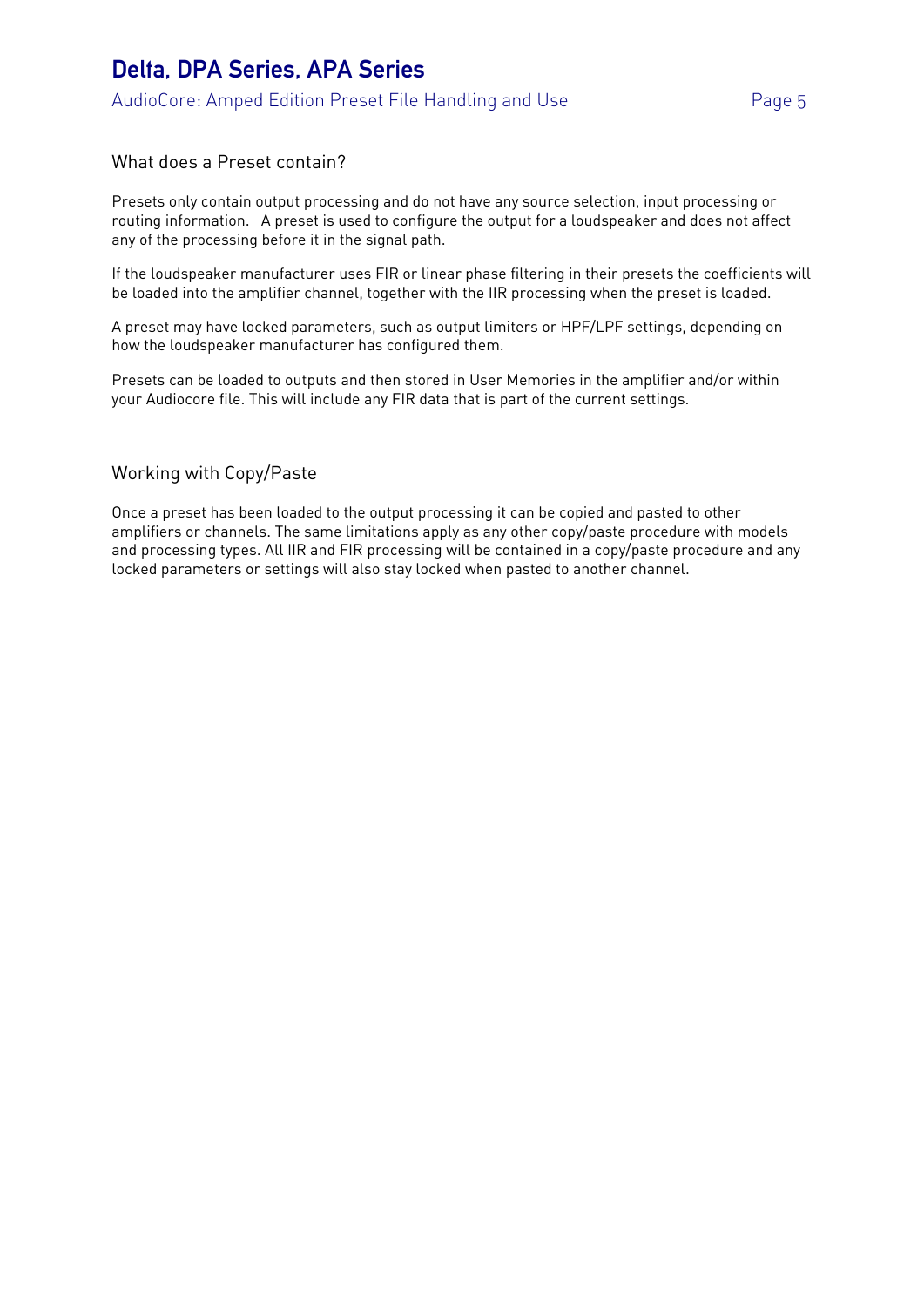## What does a Preset contain?

Presets only contain output processing and do not have any source selection, input processing or routing information.   A preset is used to configure the output for a loudspeaker and does not affect any of the processing before it in the signal path.

If the loudspeaker manufacturer uses FIR or linear phase filtering in their presets the coefficients will be loaded into the amplifier channel, together with the IIR processing when the preset is loaded.

A preset may have locked parameters, such as output limiters or HPF/LPF settings, depending on how the loudspeaker manufacturer has configured them.

Presets can be loaded to outputs and then stored in User Memories in the amplifier and/or within your Audiocore file. This will include any FIR data that is part of the current settings.

## Working with Copy/Paste

Once a preset has been loaded to the output processing it can be copied and pasted to other amplifiers or channels. The same limitations apply as any other copy/paste procedure with models and processing types. All IIR and FIR processing will be contained in a copy/paste procedure and any locked parameters or settings will also stay locked when pasted to another channel.